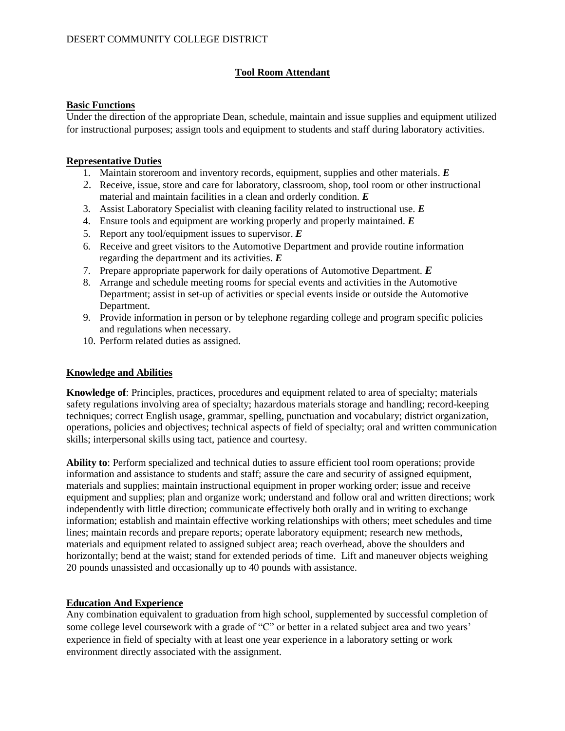DESERT COMMUNITY COLLEGE DISTRICT

# Tool Room Attendant

## Basic Functions

Under the direction of the appropriate Dean, schedule, maintain and issue supplies and equipment utilized for instructional purposes; assign tools and equipment to students and staff during laboratory activities.

## Representative Duties

1. Maintain storeroom and inventory records, equipment, supplies and other materials. ***E***
2. Receive, issue, store and care for laboratory, classroom, shop, tool room or other instructional material and maintain facilities in a clean and orderly condition. ***E***
3. Assist Laboratory Specialist with cleaning facility related to instructional use. ***E***
4. Ensure tools and equipment are working properly and properly maintained. ***E***
5. Report any tool/equipment issues to supervisor. ***E***
6. Receive and greet visitors to the Automotive Department and provide routine information regarding the department and its activities. ***E***
7. Prepare appropriate paperwork for daily operations of Automotive Department. ***E***
8. Arrange and schedule meeting rooms for special events and activities in the Automotive Department; assist in set-up of activities or special events inside or outside the Automotive Department.
9. Provide information in person or by telephone regarding college and program specific policies and regulations when necessary.
10. Perform related duties as assigned.

## Knowledge and Abilities

**Knowledge of**: Principles, practices, procedures and equipment related to area of specialty; materials safety regulations involving area of specialty; hazardous materials storage and handling; record-keeping techniques; correct English usage, grammar, spelling, punctuation and vocabulary; district organization, operations, policies and objectives; technical aspects of field of specialty; oral and written communication skills; interpersonal skills using tact, patience and courtesy.

**Ability to**: Perform specialized and technical duties to assure efficient tool room operations; provide information and assistance to students and staff; assure the care and security of assigned equipment, materials and supplies; maintain instructional equipment in proper working order; issue and receive equipment and supplies; plan and organize work; understand and follow oral and written directions; work independently with little direction; communicate effectively both orally and in writing to exchange information; establish and maintain effective working relationships with others; meet schedules and time lines; maintain records and prepare reports; operate laboratory equipment; research new methods, materials and equipment related to assigned subject area; reach overhead, above the shoulders and horizontally; bend at the waist; stand for extended periods of time. Lift and maneuver objects weighing 20 pounds unassisted and occasionally up to 40 pounds with assistance.

## Education And Experience

Any combination equivalent to graduation from high school, supplemented by successful completion of some college level coursework with a grade of "C" or better in a related subject area and two years' experience in field of specialty with at least one year experience in a laboratory setting or work environment directly associated with the assignment.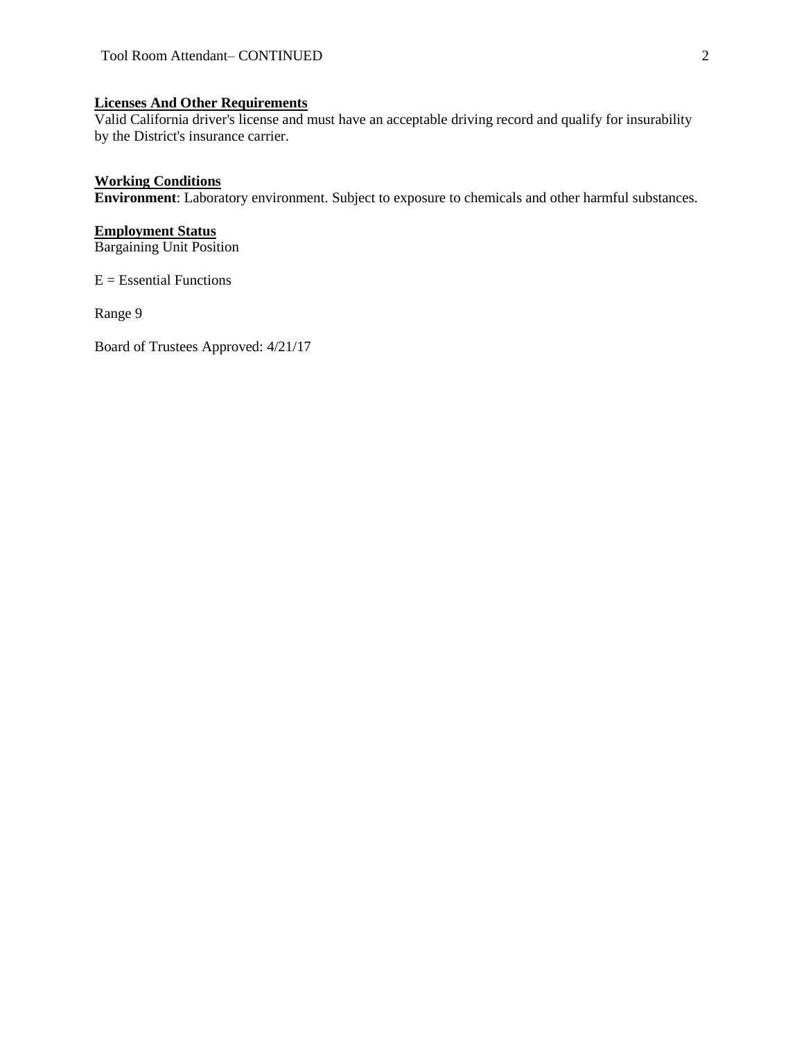## Licenses And Other Requirements

Valid California driver's license and must have an acceptable driving record and qualify for insurability by the District's insurance carrier.

## Working Conditions

**Environment**: Laboratory environment. Subject to exposure to chemicals and other harmful substances.

## Employment Status

Bargaining Unit Position

E = Essential Functions

Range 9

Board of Trustees Approved: 4/21/17